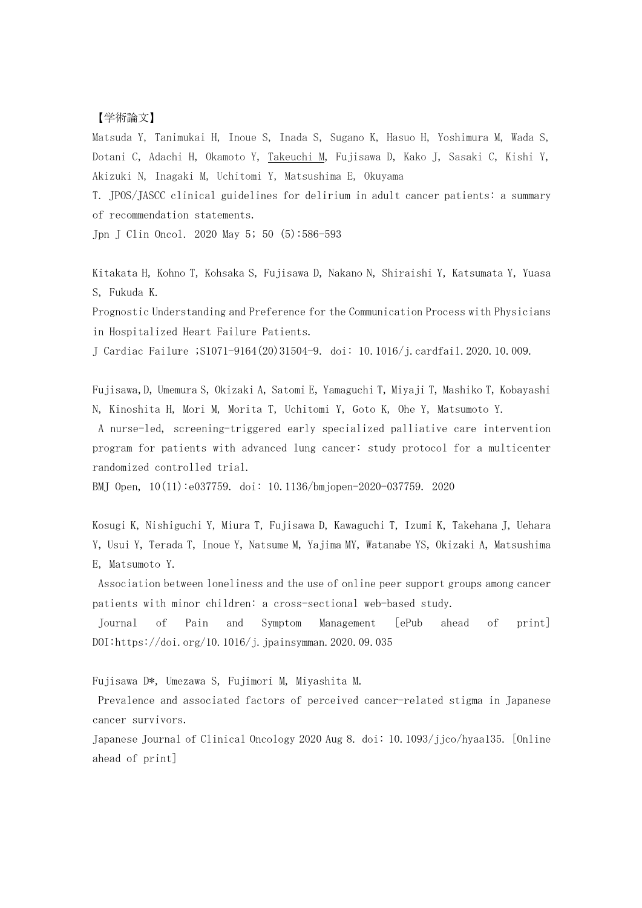【学術論文】

Matsuda Y, Tanimukai H, Inoue S, Inada S, Sugano K, Hasuo H, Yoshimura M, Wada S, Dotani C, Adachi H, Okamoto Y, <u>Takeuchi M</u>, Fujisawa D, Kako J, Sasaki C, Kishi Y, Akizuki N, Inagaki M, Uchitomi Y, Matsushima E, Okuyama T. JPOS/JASCC clinical guidelines for delirium in adult cancer patients: a summary of recommendation statements.
Jpn J Clin Oncol. 2020 May 5; 50 (5):586-593

Kitakata H, Kohno T, Kohsaka S, Fujisawa D, Nakano N, Shiraishi Y, Katsumata Y, Yuasa S, Fukuda K.
Prognostic Understanding and Preference for the Communication Process with Physicians in Hospitalized Heart Failure Patients.
J Cardiac Failure ;S1071-9164(20)31504-9. doi: 10.1016/j.cardfail.2020.10.009.

Fujisawa,D, Umemura S, Okizaki A, Satomi E, Yamaguchi T, Miyaji T, Mashiko T, Kobayashi N, Kinoshita H, Mori M, Morita T, Uchitomi Y, Goto K, Ohe Y, Matsumoto Y.
A nurse-led, screening-triggered early specialized palliative care intervention program for patients with advanced lung cancer: study protocol for a multicenter randomized controlled trial.
BMJ Open, 10(11):e037759. doi: 10.1136/bmjopen-2020-037759. 2020

Kosugi K, Nishiguchi Y, Miura T, Fujisawa D, Kawaguchi T, Izumi K, Takehana J, Uehara Y, Usui Y, Terada T, Inoue Y, Natsume M, Yajima MY, Watanabe YS, Okizaki A, Matsushima E, Matsumoto Y.
Association between loneliness and the use of online peer support groups among cancer patients with minor children: a cross-sectional web-based study.
Journal of Pain and Symptom Management [ePub ahead of print] DOI:https://doi.org/10.1016/j.jpainsymman.2020.09.035

Fujisawa D*, Umezawa S, Fujimori M, Miyashita M.
Prevalence and associated factors of perceived cancer-related stigma in Japanese cancer survivors.
Japanese Journal of Clinical Oncology 2020 Aug 8. doi: 10.1093/jjco/hyaa135. [Online ahead of print]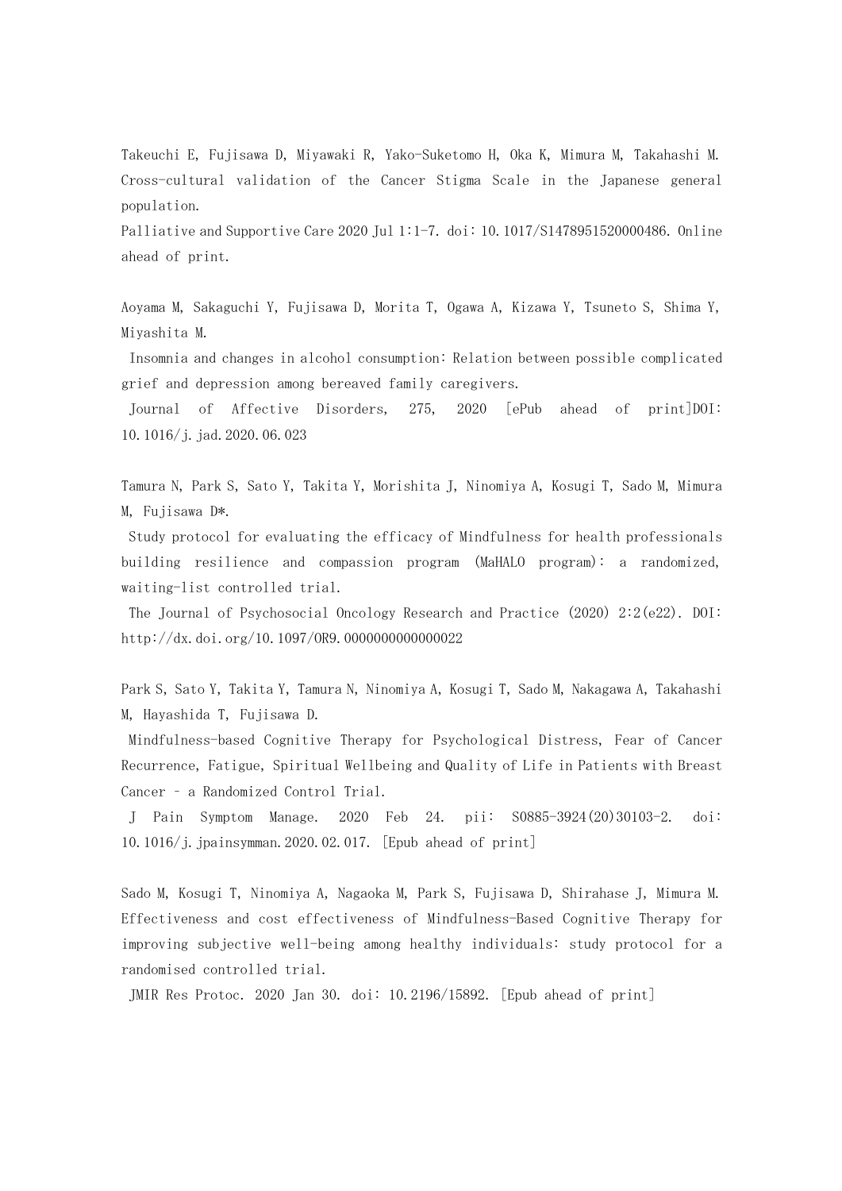Takeuchi E, Fujisawa D, Miyawaki R, Yako-Suketomo H, Oka K, Mimura M, Takahashi M. Cross-cultural validation of the Cancer Stigma Scale in the Japanese general population.
Palliative and Supportive Care 2020 Jul 1:1-7. doi: 10.1017/S1478951520000486. Online ahead of print.

Aoyama M, Sakaguchi Y, Fujisawa D, Morita T, Ogawa A, Kizawa Y, Tsuneto S, Shima Y, Miyashita M.
Insomnia and changes in alcohol consumption: Relation between possible complicated grief and depression among bereaved family caregivers.
Journal of Affective Disorders, 275, 2020 [ePub ahead of print]DOI: 10.1016/j.jad.2020.06.023

Tamura N, Park S, Sato Y, Takita Y, Morishita J, Ninomiya A, Kosugi T, Sado M, Mimura M, Fujisawa D*.
Study protocol for evaluating the efficacy of Mindfulness for health professionals building resilience and compassion program (MaHALO program): a randomized, waiting-list controlled trial.
The Journal of Psychosocial Oncology Research and Practice (2020) 2:2(e22). DOI: http://dx.doi.org/10.1097/OR9.0000000000000022

Park S, Sato Y, Takita Y, Tamura N, Ninomiya A, Kosugi T, Sado M, Nakagawa A, Takahashi M, Hayashida T, Fujisawa D.
Mindfulness-based Cognitive Therapy for Psychological Distress, Fear of Cancer Recurrence, Fatigue, Spiritual Wellbeing and Quality of Life in Patients with Breast Cancer – a Randomized Control Trial.
J Pain Symptom Manage. 2020 Feb 24. pii: S0885-3924(20)30103-2. doi: 10.1016/j.jpainsymman.2020.02.017. [Epub ahead of print]

Sado M, Kosugi T, Ninomiya A, Nagaoka M, Park S, Fujisawa D, Shirahase J, Mimura M. Effectiveness and cost effectiveness of Mindfulness-Based Cognitive Therapy for improving subjective well-being among healthy individuals: study protocol for a randomised controlled trial.
JMIR Res Protoc. 2020 Jan 30. doi: 10.2196/15892. [Epub ahead of print]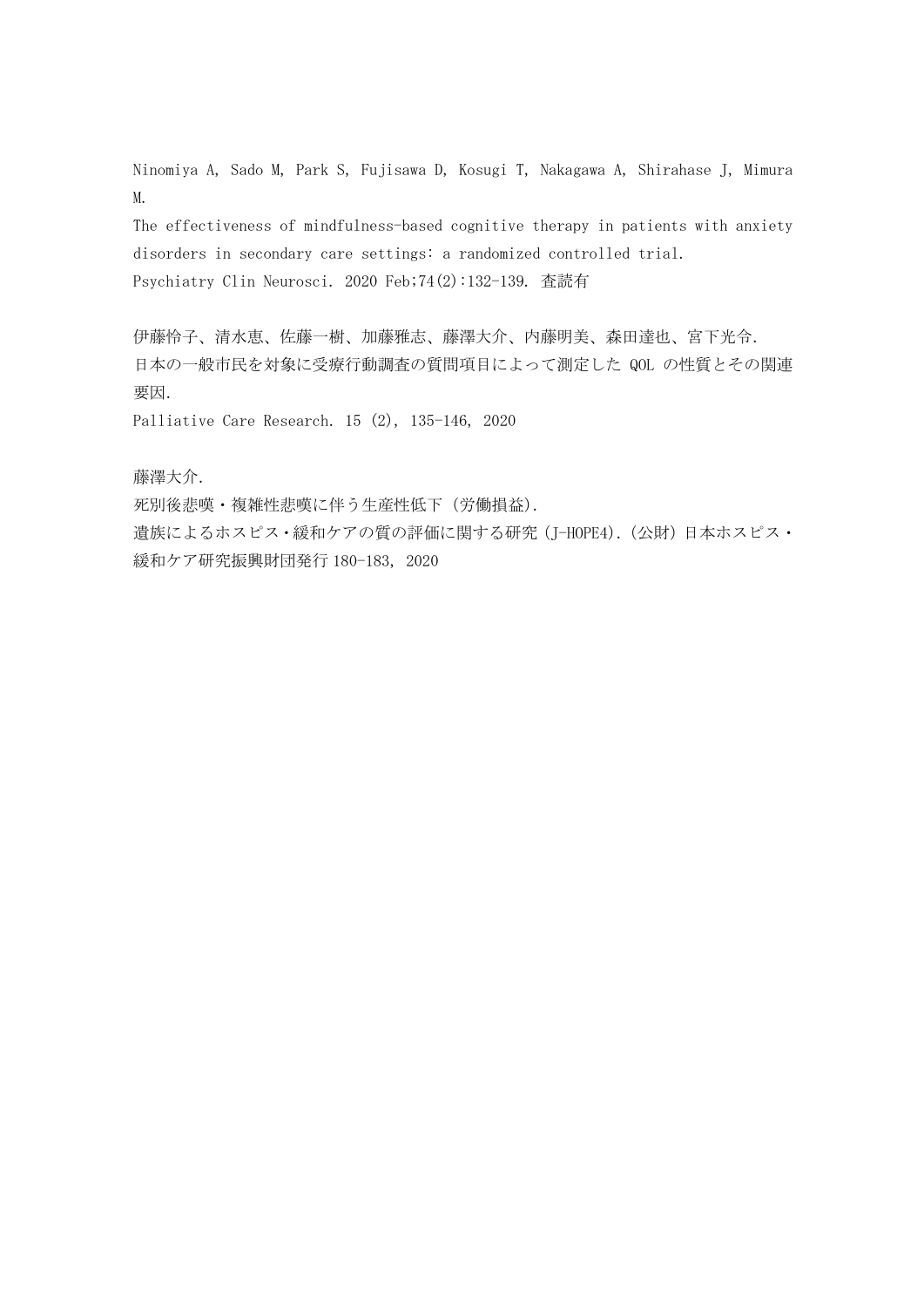Ninomiya A, Sado M, Park S, Fujisawa D, Kosugi T, Nakagawa A, Shirahase J, Mimura M.
The effectiveness of mindfulness-based cognitive therapy in patients with anxiety disorders in secondary care settings: a randomized controlled trial.
Psychiatry Clin Neurosci. 2020 Feb;74(2):132-139. 査読有

伊藤怜子、清水恵、佐藤一樹、加藤雅志、藤澤大介、内藤明美、森田達也、宮下光令.
日本の一般市民を対象に受療行動調査の質問項目によって測定した QOL の性質とその関連要因.
Palliative Care Research. 15 (2), 135-146, 2020

藤澤大介.
死別後悲嘆・複雑性悲嘆に伴う生産性低下（労働損益）.
遺族によるホスピス・緩和ケアの質の評価に関する研究（J-HOPE4）.（公財）日本ホスピス・緩和ケア研究振興財団発行 180-183, 2020